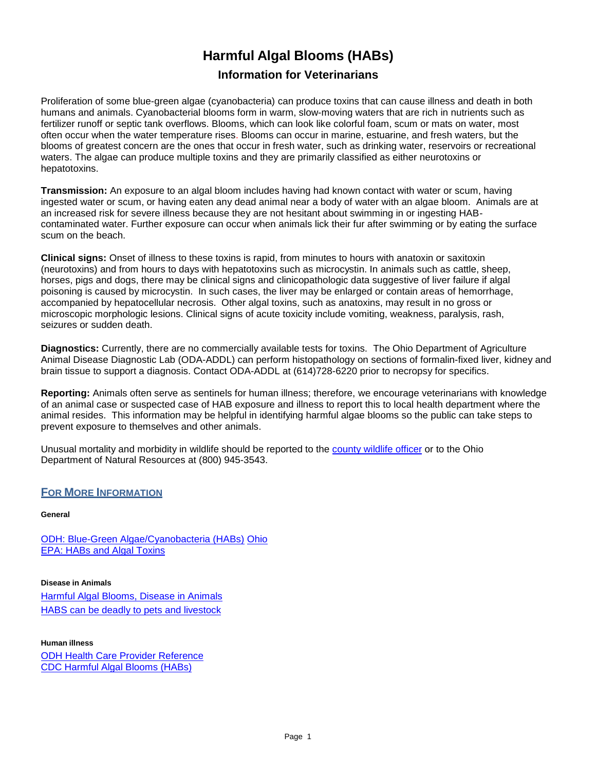# Harmful Algal Blooms (HABs)

## Information for Veterinarians

Proliferation of some blue-green algae (cyanobacteria) can produce toxins that can cause illness and death in both humans and animals. Cyanobacterial blooms form in warm, slow-moving waters that are rich in nutrients such as fertilizer runoff or septic tank overflows. Blooms, which can look like colorful foam, scum or mats on water, most often occur when the water temperature rises. Blooms can occur in marine, estuarine, and fresh waters, but the blooms of greatest concern are the ones that occur in fresh water, such as drinking water, reservoirs or recreational waters. The algae can produce multiple toxins and they are primarily classified as either neurotoxins or hepatotoxins.

**Transmission:** An exposure to an algal bloom includes having had known contact with water or scum, having ingested water or scum, or having eaten any dead animal near a body of water with an algae bloom. Animals are at an increased risk for severe illness because they are not hesitant about swimming in or ingesting HAB-contaminated water. Further exposure can occur when animals lick their fur after swimming or by eating the surface scum on the beach.

**Clinical signs:** Onset of illness to these toxins is rapid, from minutes to hours with anatoxin or saxitoxin (neurotoxins) and from hours to days with hepatotoxins such as microcystin. In animals such as cattle, sheep, horses, pigs and dogs, there may be clinical signs and clinicopathologic data suggestive of liver failure if algal poisoning is caused by microcystin. In such cases, the liver may be enlarged or contain areas of hemorrhage, accompanied by hepatocellular necrosis. Other algal toxins, such as anatoxins, may result in no gross or microscopic morphologic lesions. Clinical signs of acute toxicity include vomiting, weakness, paralysis, rash, seizures or sudden death.

**Diagnostics:** Currently, there are no commercially available tests for toxins. The Ohio Department of Agriculture Animal Disease Diagnostic Lab (ODA-ADDL) can perform histopathology on sections of formalin-fixed liver, kidney and brain tissue to support a diagnosis. Contact ODA-ADDL at (614)728-6220 prior to necropsy for specifics.

**Reporting:** Animals often serve as sentinels for human illness; therefore, we encourage veterinarians with knowledge of an animal case or suspected case of HAB exposure and illness to report this to local health department where the animal resides. This information may be helpful in identifying harmful algae blooms so the public can take steps to prevent exposure to themselves and other animals.

Unusual mortality and morbidity in wildlife should be reported to the [county wildlife officer]() or to the Ohio Department of Natural Resources at (800) 945-3543.

## For More Information

**General**

[ODH: Blue-Green Algae/Cyanobacteria (HABs)]() [Ohio]()
[EPA: HABs and Algal Toxins]()

**Disease in Animals**

[Harmful Algal Blooms, Disease in Animals]()
[HABS can be deadly to pets and livestock]()

**Human illness**

[ODH Health Care Provider Reference]()
[CDC Harmful Algal Blooms (HABs)]()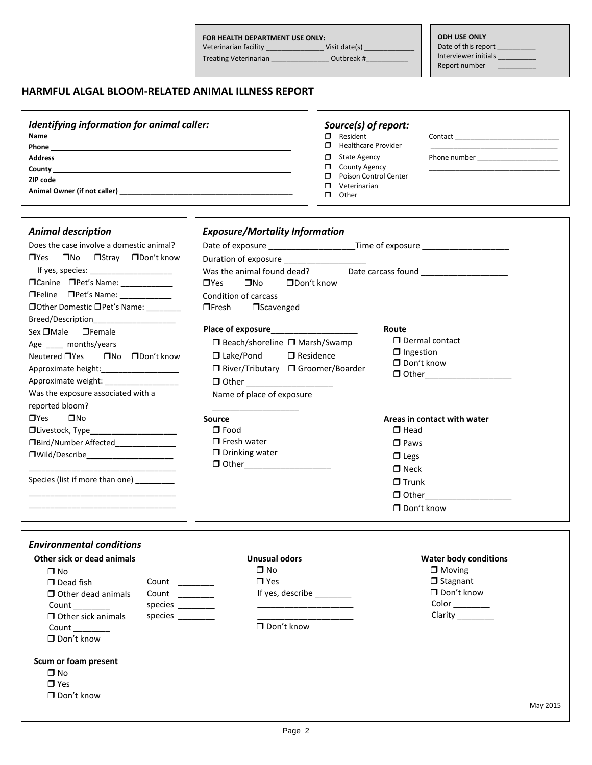**FOR HEALTH DEPARTMENT USE ONLY:**
Veterinarian facility _______________ Visit date(s) _____________
Treating Veterinarian _______________ Outbreak #___________

**ODH USE ONLY**
Date of this report __________
Interviewer initials __________
Report number __________

## HARMFUL ALGAL BLOOM-RELATED ANIMAL ILLNESS REPORT

### *Identifying information for animal caller:*

**Name** ____________________
**Phone** ____________________
**Address** ____________________
**County** ____________________
**ZIP code** ____________________
**Animal Owner (if not caller)** ____________________

### *Source(s) of report:*

- ❐ Resident
- ❐ Healthcare Provider
- ❐ State Agency
- ❐ County Agency
- ❐ Poison Control Center
- ❐ Veterinarian
- ❐ Other ____________________

Contact ____________________
Phone number ____________________

### *Animal description*

Does the case involve a domestic animal?
❐Yes ❐No ❐Stray ❐Don't know

If yes, species: __________________
❐Canine ❐Pet's Name: ____________
❐Feline ❐Pet's Name: ____________
❐Other Domestic ❐Pet's Name: ________
Breed/Description__________________
Sex ❐Male ❐Female
Age ____ months/years
Neutered ❐Yes ❐No ❐Don't know
Approximate height:__________________
Approximate weight: _________________
Was the exposure associated with a reported bloom?
❐Yes ❐No
❐Livestock, Type____________________
❐Bird/Number Affected______________
❐Wild/Describe____________________
__________________________________
Species (list if more than one) _________
__________________________________
__________________________________

### *Exposure/Mortality Information*

Date of exposure __________________ Time of exposure __________________
Duration of exposure _________________
Was the animal found dead? Date carcass found ___________________
❐Yes ❐No ❐Don't know
Condition of carcass
❐Fresh ❐Scavenged

**Place of exposure**___________________

- ❐ Beach/shoreline ❐ Marsh/Swamp
- ❐ Lake/Pond ❐ Residence
- ❐ River/Tributary ❐ Groomer/Boarder
- ❐ Other ___________________

Name of place of exposure
___________________

**Route**

- ❐ Dermal contact
- ❐ Ingestion
- ❐ Don't know
- ❐ Other___________________

**Source**

- ❐ Food
- ❐ Fresh water
- ❐ Drinking water
- ❐ Other___________________

**Areas in contact with water**

- ❐ Head
- ❐ Paws
- ❐ Legs
- ❐ Neck
- ❐ Trunk
- ❐ Other___________________
- ❐ Don't know

### *Environmental conditions*

**Other sick or dead animals**

- ❐ No
- ❐ Dead fish Count ________
- ❐ Other dead animals Count ________ species ________
  Count ________
- ❐ Other sick animals species ________
  Count ________
- ❐ Don't know

**Unusual odors**

- ❐ No
- ❐ Yes
  If yes, describe ________
  ____________________
  ____________________
- ❐ Don't know

**Water body conditions**

- ❐ Moving
- ❐ Stagnant
- ❐ Don't know

Color ________
Clarity ________

**Scum or foam present**

- ❐ No
- ❐ Yes
- ❐ Don't know

May 2015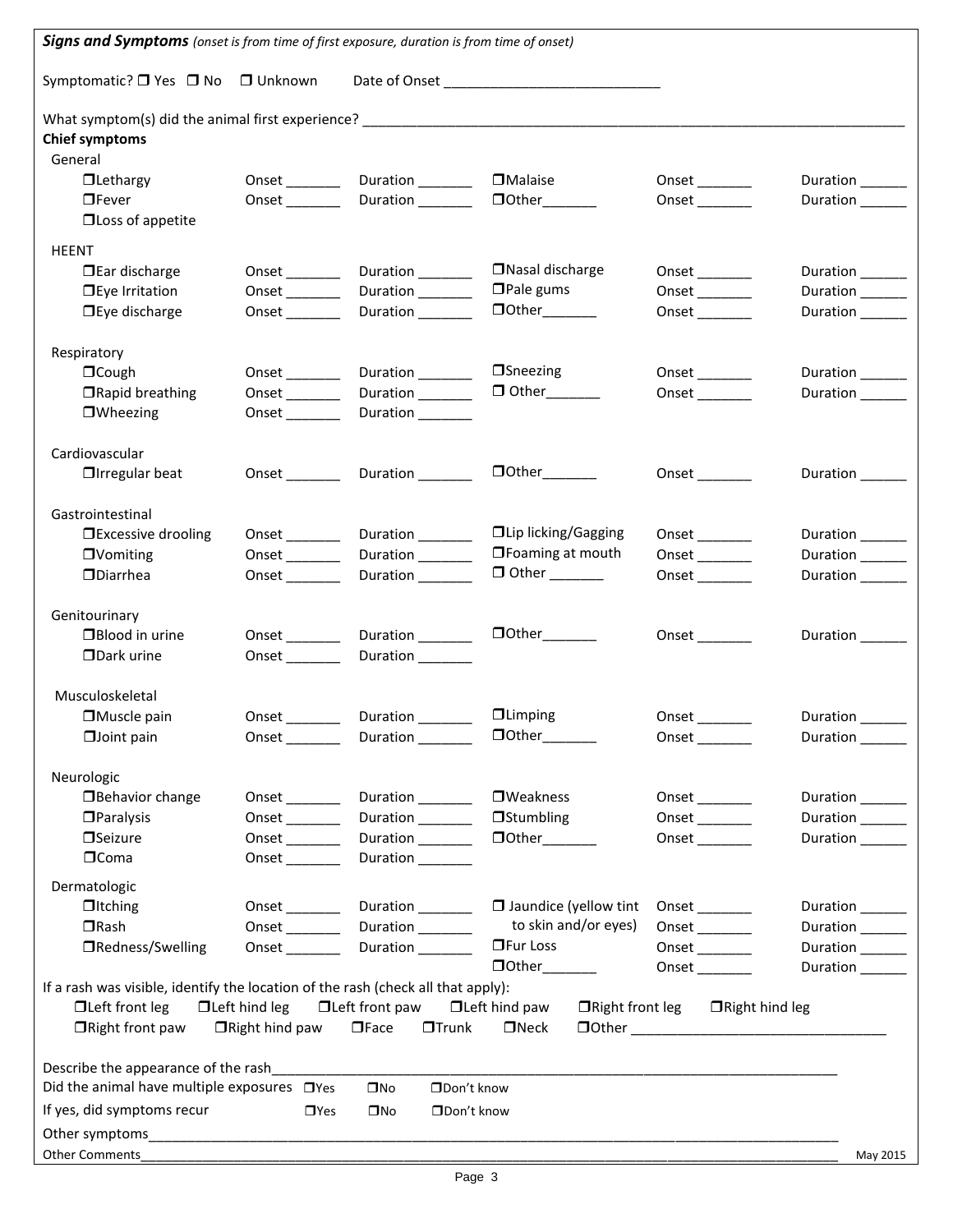***Signs and Symptoms*** *(onset is from time of first exposure, duration is from time of onset)*

Symptomatic? ☐ Yes ☐ No ☐ Unknown Date of Onset ___________________________

What symptom(s) did the animal first experience? ___________________________________________________________________________

**Chief symptoms**

General

| Symptom | Onset | Duration | Symptom | Onset | Duration |
|---|---|---|---|---|---|
| ☐Lethargy | Onset _______ | Duration _______ | ☐Malaise | Onset _______ | Duration ______ |
| ☐Fever | Onset _______ | Duration _______ | ☐Other_______ | Onset _______ | Duration ______ |
| ☐Loss of appetite | | | | | |

HEENT

| Symptom | Onset | Duration | Symptom | Onset | Duration |
|---|---|---|---|---|---|
| ☐Ear discharge | Onset _______ | Duration _______ | ☐Nasal discharge | Onset _______ | Duration ______ |
| ☐Eye Irritation | Onset _______ | Duration _______ | ☐Pale gums | Onset _______ | Duration ______ |
| ☐Eye discharge | Onset _______ | Duration _______ | ☐Other_______ | Onset _______ | Duration ______ |

Respiratory

| Symptom | Onset | Duration | Symptom | Onset | Duration |
|---|---|---|---|---|---|
| ☐Cough | Onset _______ | Duration _______ | ☐Sneezing | Onset _______ | Duration ______ |
| ☐Rapid breathing | Onset _______ | Duration _______ | ☐ Other_______ | Onset _______ | Duration ______ |
| ☐Wheezing | Onset _______ | Duration _______ | | | |

Cardiovascular

| Symptom | Onset | Duration | Symptom | Onset | Duration |
|---|---|---|---|---|---|
| ☐Irregular beat | Onset _______ | Duration _______ | ☐Other_______ | Onset _______ | Duration ______ |

Gastrointestinal

| Symptom | Onset | Duration | Symptom | Onset | Duration |
|---|---|---|---|---|---|
| ☐Excessive drooling | Onset _______ | Duration _______ | ☐Lip licking/Gagging | Onset _______ | Duration ______ |
| ☐Vomiting | Onset _______ | Duration _______ | ☐Foaming at mouth | Onset _______ | Duration ______ |
| ☐Diarrhea | Onset _______ | Duration _______ | ☐ Other _______ | Onset _______ | Duration ______ |

Genitourinary

| Symptom | Onset | Duration | Symptom | Onset | Duration |
|---|---|---|---|---|---|
| ☐Blood in urine | Onset _______ | Duration _______ | ☐Other_______ | Onset _______ | Duration ______ |
| ☐Dark urine | Onset _______ | Duration _______ | | | |

Musculoskeletal

| Symptom | Onset | Duration | Symptom | Onset | Duration |
|---|---|---|---|---|---|
| ☐Muscle pain | Onset _______ | Duration _______ | ☐Limping | Onset _______ | Duration ______ |
| ☐Joint pain | Onset _______ | Duration _______ | ☐Other_______ | Onset _______ | Duration ______ |

Neurologic

| Symptom | Onset | Duration | Symptom | Onset | Duration |
|---|---|---|---|---|---|
| ☐Behavior change | Onset _______ | Duration _______ | ☐Weakness | Onset _______ | Duration ______ |
| ☐Paralysis | Onset _______ | Duration _______ | ☐Stumbling | Onset _______ | Duration ______ |
| ☐Seizure | Onset _______ | Duration _______ | ☐Other_______ | Onset _______ | Duration ______ |
| ☐Coma | Onset _______ | Duration _______ | | | |

Dermatologic

| Symptom | Onset | Duration | Symptom | Onset | Duration |
|---|---|---|---|---|---|
| ☐Itching | Onset _______ | Duration _______ | ☐ Jaundice (yellow tint to skin and/or eyes) | Onset _______ | Duration ______ |
| ☐Rash | Onset _______ | Duration _______ | | Onset _______ | Duration ______ |
| ☐Redness/Swelling | Onset _______ | Duration _______ | ☐Fur Loss | Onset _______ | Duration ______ |
| | | | ☐Other_______ | Onset _______ | Duration ______ |

If a rash was visible, identify the location of the rash (check all that apply):

☐Left front leg ☐Left hind leg ☐Left front paw ☐Left hind paw ☐Right front leg ☐Right hind leg
☐Right front paw ☐Right hind paw ☐Face ☐Trunk ☐Neck ☐Other _________________________________

Describe the appearance of the rash_________________________________________________________________________

Did the animal have multiple exposures ☐Yes ☐No ☐Don't know

If yes, did symptoms recur ☐Yes ☐No ☐Don't know

Other symptoms_______________________________________________________________________________________

Other Comments______________________________________________________________________________________

May 2015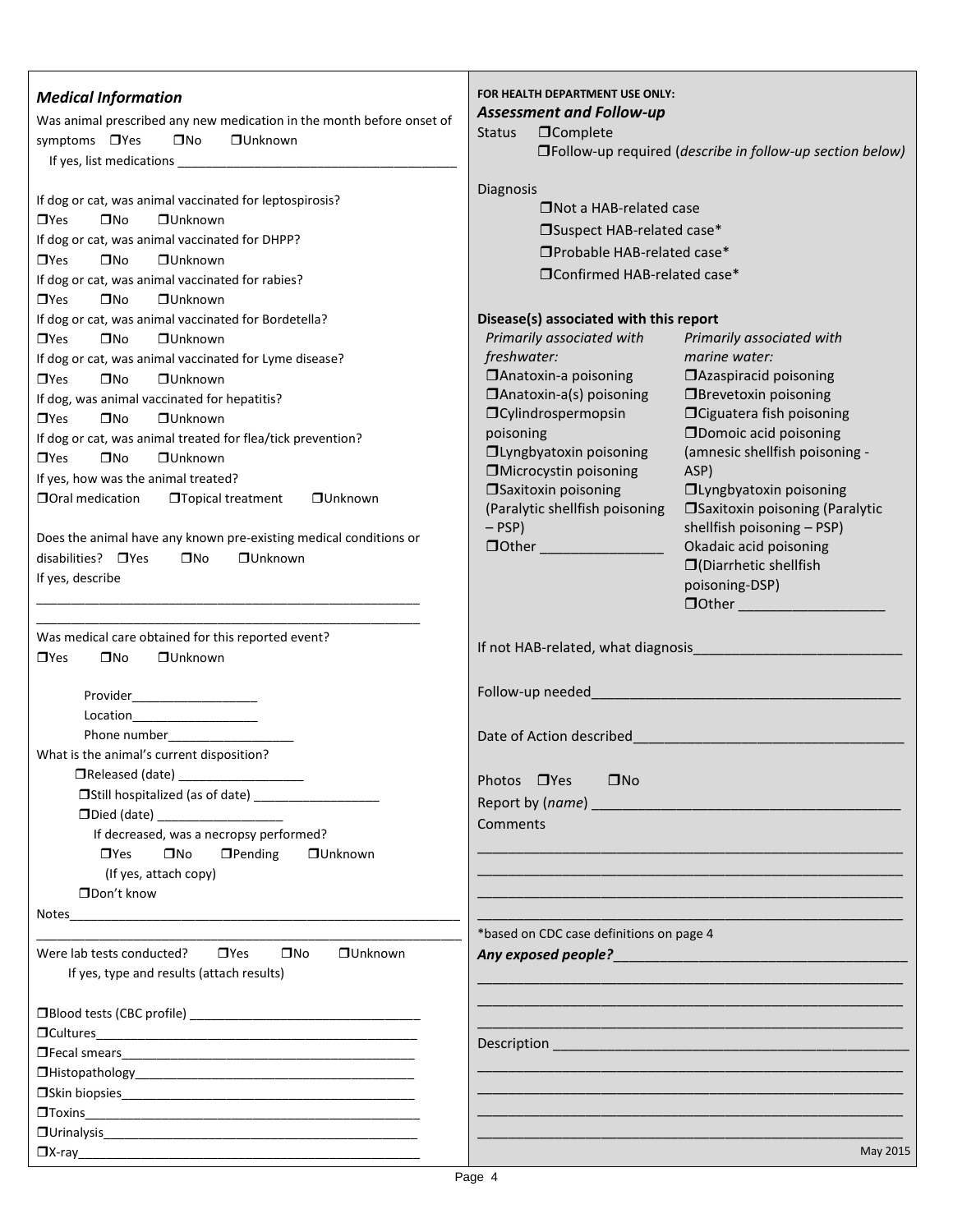### *Medical Information*

Was animal prescribed any new medication in the month before onset of symptoms ❒Yes ❒No ❒Unknown

If yes, list medications ________________________________________

If dog or cat, was animal vaccinated for leptospirosis?
❒Yes ❒No ❒Unknown

If dog or cat, was animal vaccinated for DHPP?
❒Yes ❒No ❒Unknown

If dog or cat, was animal vaccinated for rabies?
❒Yes ❒No ❒Unknown

If dog or cat, was animal vaccinated for Bordetella?
❒Yes ❒No ❒Unknown

If dog or cat, was animal vaccinated for Lyme disease?
❒Yes ❒No ❒Unknown

If dog, was animal vaccinated for hepatitis?
❒Yes ❒No ❒Unknown

If dog or cat, was animal treated for flea/tick prevention?
❒Yes ❒No ❒Unknown

If yes, how was the animal treated?
❒Oral medication ❒Topical treatment ❒Unknown

Does the animal have any known pre-existing medical conditions or disabilities? ❒Yes ❒No ❒Unknown

If yes, describe

________________________________________________________

________________________________________________________

Was medical care obtained for this reported event?
❒Yes ❒No ❒Unknown

Provider__________________

Location__________________

Phone number__________________

What is the animal's current disposition?

❒Released (date) __________________

❒Still hospitalized (as of date) __________________

❒Died (date) __________________

If decreased, was a necropsy performed?

❒Yes ❒No ❒Pending ❒Unknown

(If yes, attach copy)

❒Don't know

Notes__________________________________________________________

______________________________________________________________

Were lab tests conducted? ❒Yes ❒No ❒Unknown

If yes, type and results (attach results)

❒Blood tests (CBC profile) _________________________________

❒Cultures___________________________________________

❒Fecal smears_______________________________________

❒Histopathology_____________________________________

❒Skin biopsies______________________________________

❒Toxins____________________________________________

❒Urinalysis_________________________________________

❒X-ray_____________________________________________

**FOR HEALTH DEPARTMENT USE ONLY:**

### *Assessment and Follow-up*

Status ❒Complete
❒Follow-up required (*describe in follow-up section below)*

Diagnosis

❒Not a HAB-related case

❒Suspect HAB-related case*

❒Probable HAB-related case*

❒Confirmed HAB-related case*

**Disease(s) associated with this report**

*Primarily associated with freshwater:*

❒Anatoxin-a poisoning
❒Anatoxin-a(s) poisoning
❒Cylindrospermopsin poisoning
❒Lyngbyatoxin poisoning
❒Microcystin poisoning
❒Saxitoxin poisoning (Paralytic shellfish poisoning – PSP)
❒Other ________________

*Primarily associated with marine water:*

❒Azaspiracid poisoning
❒Brevetoxin poisoning
❒Ciguatera fish poisoning
❒Domoic acid poisoning (amnesic shellfish poisoning - ASP)
❒Lyngbyatoxin poisoning
❒Saxitoxin poisoning (Paralytic shellfish poisoning – PSP)
Okadaic acid poisoning
❒(Diarrhetic shellfish poisoning-DSP)
❒Other ___________________

If not HAB-related, what diagnosis___________________________

Follow-up needed________________________________________

Date of Action described__________________________________

Photos ❒Yes ❒No

Report by (*name*) _______________________________________

Comments

________________________________________________________

________________________________________________________

________________________________________________________

________________________________________________________

*based on CDC case definitions on page 4

***Any exposed people?***_______________________________________

________________________________________________________

________________________________________________________

________________________________________________________

Description _______________________________________________

________________________________________________________

________________________________________________________

________________________________________________________

________________________________________________________

May 2015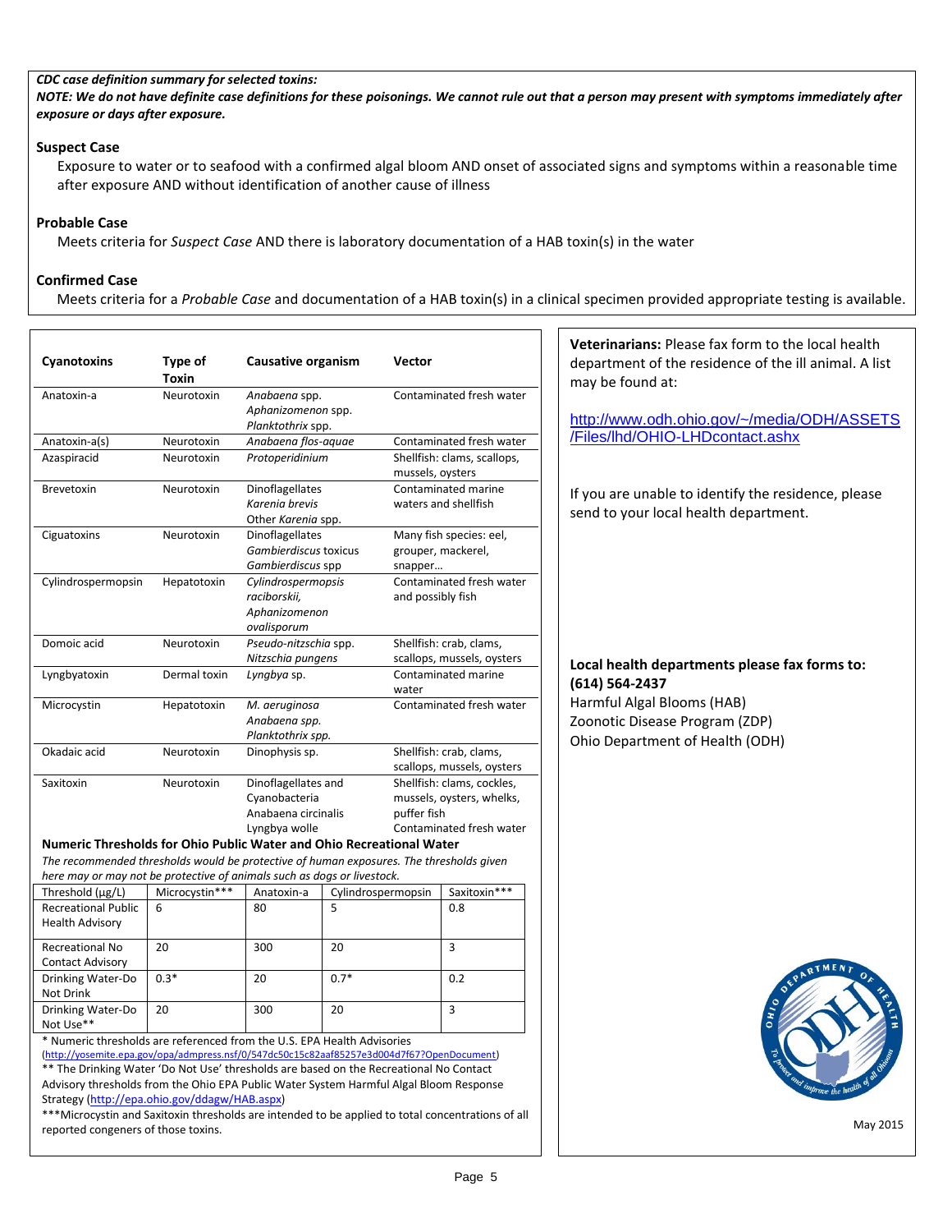***CDC case definition summary for selected toxins:***

***NOTE: We do not have definite case definitions for these poisonings. We cannot rule out that a person may present with symptoms immediately after exposure or days after exposure.***

**Suspect Case**

Exposure to water or to seafood with a confirmed algal bloom AND onset of associated signs and symptoms within a reasonable time after exposure AND without identification of another cause of illness

**Probable Case**

Meets criteria for *Suspect Case* AND there is laboratory documentation of a HAB toxin(s) in the water

**Confirmed Case**

Meets criteria for a *Probable Case* and documentation of a HAB toxin(s) in a clinical specimen provided appropriate testing is available.

| Cyanotoxins | Type of Toxin | Causative organism | Vector |
|---|---|---|---|
| Anatoxin-a | Neurotoxin | *Anabaena* spp.<br>*Aphanizomenon* spp.<br>*Planktothrix* spp. | Contaminated fresh water |
| Anatoxin-a(s) | Neurotoxin | *Anabaena flos-aquae* | Contaminated fresh water |
| Azaspiracid | Neurotoxin | *Protoperidinium* | Shellfish: clams, scallops, mussels, oysters |
| Brevetoxin | Neurotoxin | Dinoflagellates<br>*Karenia brevis*<br>Other *Karenia* spp. | Contaminated marine waters and shellfish |
| Ciguatoxins | Neurotoxin | Dinoflagellates<br>*Gambierdiscus* toxicus<br>*Gambierdiscus* spp | Many fish species: eel, grouper, mackerel, snapper… |
| Cylindrospermopsin | Hepatotoxin | *Cylindrospermopsis raciborskii,*<br>*Aphanizomenon ovalisporum* | Contaminated fresh water and possibly fish |
| Domoic acid | Neurotoxin | *Pseudo-nitzschia* spp.<br>*Nitzschia pungens* | Shellfish: crab, clams, scallops, mussels, oysters |
| Lyngbyatoxin | Dermal toxin | *Lyngbya* sp. | Contaminated marine water |
| Microcystin | Hepatotoxin | *M. aeruginosa*<br>*Anabaena spp.*<br>*Planktothrix spp.* | Contaminated fresh water |
| Okadaic acid | Neurotoxin | Dinophysis sp. | Shellfish: crab, clams, scallops, mussels, oysters |
| Saxitoxin | Neurotoxin | Dinoflagellates and Cyanobacteria<br>Anabaena circinalis<br>Lyngbya wolle | Shellfish: clams, cockles, mussels, oysters, whelks, puffer fish<br>Contaminated fresh water |

**Numeric Thresholds for Ohio Public Water and Ohio Recreational Water**

*The recommended thresholds would be protective of human exposures. The thresholds given here may or may not be protective of animals such as dogs or livestock.*

| Threshold (µg/L) | Microcystin*** | Anatoxin-a | Cylindrospermopsin | Saxitoxin*** |
|---|---|---|---|---|
| Recreational Public Health Advisory | 6 | 80 | 5 | 0.8 |
| Recreational No Contact Advisory | 20 | 300 | 20 | 3 |
| Drinking Water-Do Not Drink | 0.3* | 20 | 0.7* | 0.2 |
| Drinking Water-Do Not Use** | 20 | 300 | 20 | 3 |

\* Numeric thresholds are referenced from the U.S. EPA Health Advisories (http://yosemite.epa.gov/opa/admpress.nsf/0/547dc50c15c82aaf85257e3d004d7f67?OpenDocument)

** The Drinking Water 'Do Not Use' thresholds are based on the Recreational No Contact Advisory thresholds from the Ohio EPA Public Water System Harmful Algal Bloom Response Strategy (http://epa.ohio.gov/ddagw/HAB.aspx)

***Microcystin and Saxitoxin thresholds are intended to be applied to total concentrations of all reported congeners of those toxins.

**Veterinarians:** Please fax form to the local health department of the residence of the ill animal. A list may be found at:

http://www.odh.ohio.gov/~/media/ODH/ASSETS/Files/lhd/OHIO-LHDcontact.ashx

If you are unable to identify the residence, please send to your local health department.

**Local health departments please fax forms to: (614) 564-2437**

Harmful Algal Blooms (HAB)
Zoonotic Disease Program (ZDP)
Ohio Department of Health (ODH)

May 2015